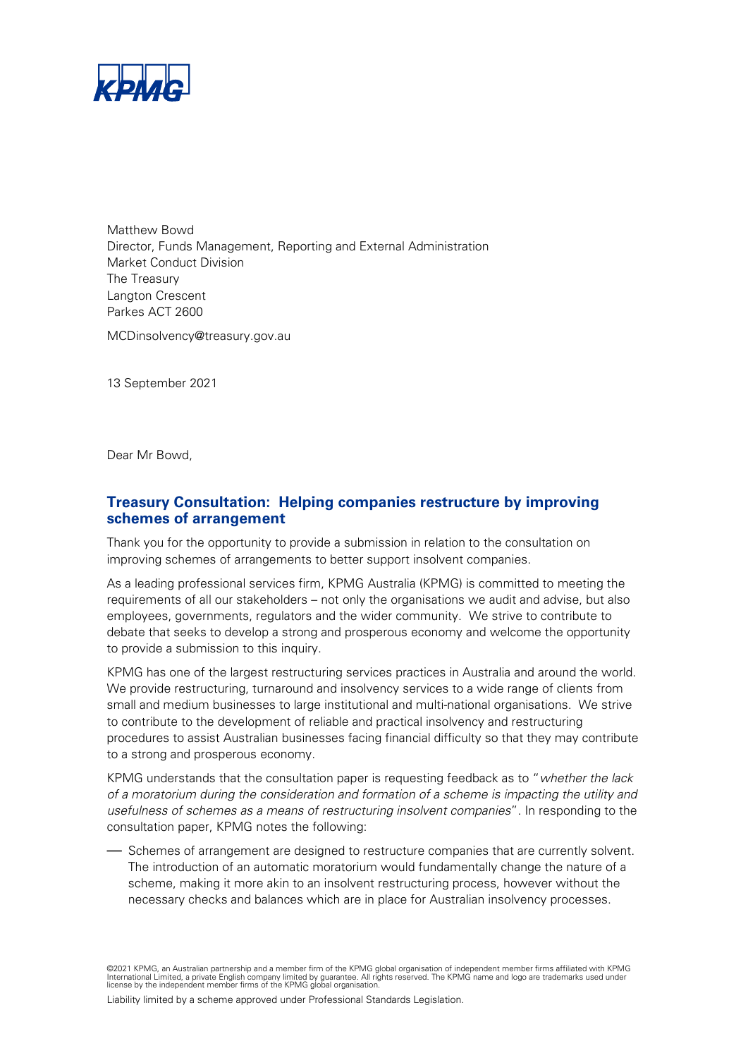Matthew Bowd
Director, Funds Management, Reporting and External Administration
Market Conduct Division
The Treasury
Langton Crescent
Parkes ACT 2600

MCDinsolvency@treasury.gov.au

13 September 2021

Dear Mr Bowd,

## Treasury Consultation: Helping companies restructure by improving schemes of arrangement

Thank you for the opportunity to provide a submission in relation to the consultation on improving schemes of arrangements to better support insolvent companies.

As a leading professional services firm, KPMG Australia (KPMG) is committed to meeting the requirements of all our stakeholders – not only the organisations we audit and advise, but also employees, governments, regulators and the wider community. We strive to contribute to debate that seeks to develop a strong and prosperous economy and welcome the opportunity to provide a submission to this inquiry.

KPMG has one of the largest restructuring services practices in Australia and around the world. We provide restructuring, turnaround and insolvency services to a wide range of clients from small and medium businesses to large institutional and multi-national organisations. We strive to contribute to the development of reliable and practical insolvency and restructuring procedures to assist Australian businesses facing financial difficulty so that they may contribute to a strong and prosperous economy.

KPMG understands that the consultation paper is requesting feedback as to "*whether the lack of a moratorium during the consideration and formation of a scheme is impacting the utility and usefulness of schemes as a means of restructuring insolvent companies*". In responding to the consultation paper, KPMG notes the following:

- Schemes of arrangement are designed to restructure companies that are currently solvent. The introduction of an automatic moratorium would fundamentally change the nature of a scheme, making it more akin to an insolvent restructuring process, however without the necessary checks and balances which are in place for Australian insolvency processes.

©2021 KPMG, an Australian partnership and a member firm of the KPMG global organisation of independent member firms affiliated with KPMG International Limited, a private English company limited by guarantee. All rights reserved. The KPMG name and logo are trademarks used under license by the independent member firms of the KPMG global organisation.

Liability limited by a scheme approved under Professional Standards Legislation.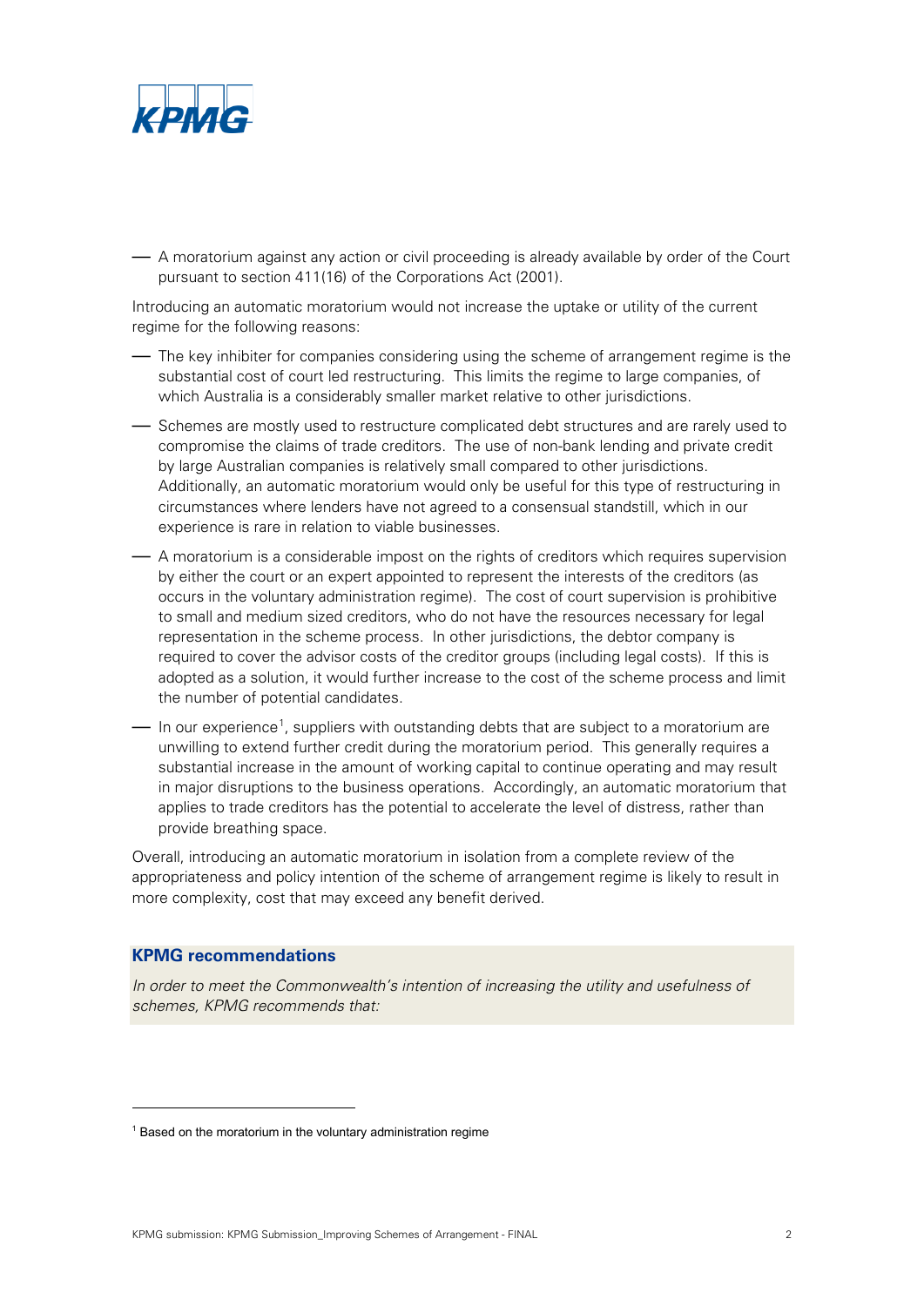- A moratorium against any action or civil proceeding is already available by order of the Court pursuant to section 411(16) of the Corporations Act (2001).

Introducing an automatic moratorium would not increase the uptake or utility of the current regime for the following reasons:

- The key inhibiter for companies considering using the scheme of arrangement regime is the substantial cost of court led restructuring. This limits the regime to large companies, of which Australia is a considerably smaller market relative to other jurisdictions.
- Schemes are mostly used to restructure complicated debt structures and are rarely used to compromise the claims of trade creditors. The use of non-bank lending and private credit by large Australian companies is relatively small compared to other jurisdictions. Additionally, an automatic moratorium would only be useful for this type of restructuring in circumstances where lenders have not agreed to a consensual standstill, which in our experience is rare in relation to viable businesses.
- A moratorium is a considerable impost on the rights of creditors which requires supervision by either the court or an expert appointed to represent the interests of the creditors (as occurs in the voluntary administration regime). The cost of court supervision is prohibitive to small and medium sized creditors, who do not have the resources necessary for legal representation in the scheme process. In other jurisdictions, the debtor company is required to cover the advisor costs of the creditor groups (including legal costs). If this is adopted as a solution, it would further increase to the cost of the scheme process and limit the number of potential candidates.
- In our experience[1], suppliers with outstanding debts that are subject to a moratorium are unwilling to extend further credit during the moratorium period. This generally requires a substantial increase in the amount of working capital to continue operating and may result in major disruptions to the business operations. Accordingly, an automatic moratorium that applies to trade creditors has the potential to accelerate the level of distress, rather than provide breathing space.

Overall, introducing an automatic moratorium in isolation from a complete review of the appropriateness and policy intention of the scheme of arrangement regime is likely to result in more complexity, cost that may exceed any benefit derived.

**KPMG recommendations**

*In order to meet the Commonwealth's intention of increasing the utility and usefulness of schemes, KPMG recommends that:*

[1] Based on the moratorium in the voluntary administration regime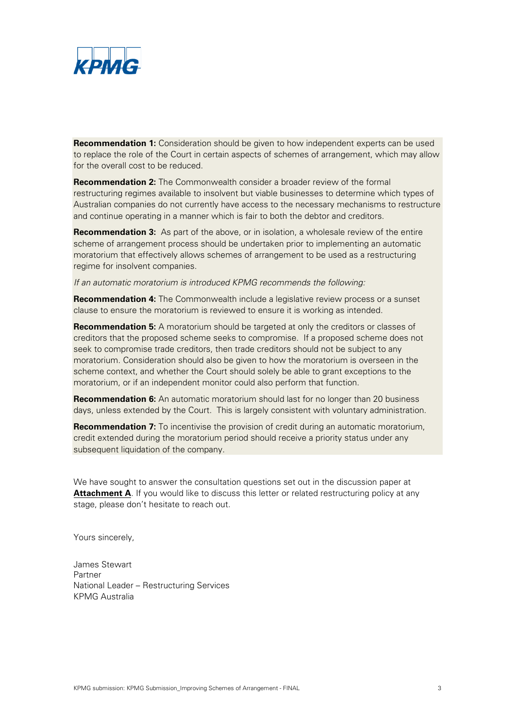**Recommendation 1:** Consideration should be given to how independent experts can be used to replace the role of the Court in certain aspects of schemes of arrangement, which may allow for the overall cost to be reduced.

**Recommendation 2:** The Commonwealth consider a broader review of the formal restructuring regimes available to insolvent but viable businesses to determine which types of Australian companies do not currently have access to the necessary mechanisms to restructure and continue operating in a manner which is fair to both the debtor and creditors.

**Recommendation 3:** As part of the above, or in isolation, a wholesale review of the entire scheme of arrangement process should be undertaken prior to implementing an automatic moratorium that effectively allows schemes of arrangement to be used as a restructuring regime for insolvent companies.

*If an automatic moratorium is introduced KPMG recommends the following:*

**Recommendation 4:** The Commonwealth include a legislative review process or a sunset clause to ensure the moratorium is reviewed to ensure it is working as intended.

**Recommendation 5:** A moratorium should be targeted at only the creditors or classes of creditors that the proposed scheme seeks to compromise. If a proposed scheme does not seek to compromise trade creditors, then trade creditors should not be subject to any moratorium. Consideration should also be given to how the moratorium is overseen in the scheme context, and whether the Court should solely be able to grant exceptions to the moratorium, or if an independent monitor could also perform that function.

**Recommendation 6:** An automatic moratorium should last for no longer than 20 business days, unless extended by the Court. This is largely consistent with voluntary administration.

**Recommendation 7:** To incentivise the provision of credit during an automatic moratorium, credit extended during the moratorium period should receive a priority status under any subsequent liquidation of the company.

We have sought to answer the consultation questions set out in the discussion paper at **Attachment A**. If you would like to discuss this letter or related restructuring policy at any stage, please don't hesitate to reach out.

Yours sincerely,

James Stewart
Partner
National Leader – Restructuring Services
KPMG Australia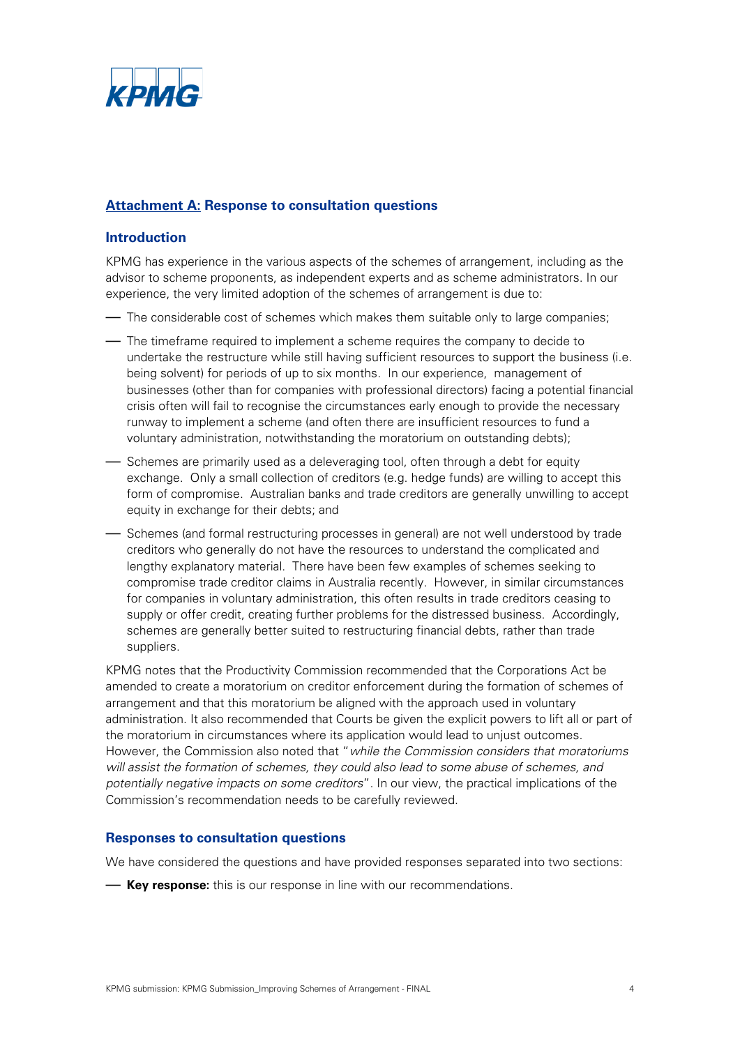## Attachment A: Response to consultation questions

### Introduction

KPMG has experience in the various aspects of the schemes of arrangement, including as the advisor to scheme proponents, as independent experts and as scheme administrators. In our experience, the very limited adoption of the schemes of arrangement is due to:

- The considerable cost of schemes which makes them suitable only to large companies;
- The timeframe required to implement a scheme requires the company to decide to undertake the restructure while still having sufficient resources to support the business (i.e. being solvent) for periods of up to six months. In our experience, management of businesses (other than for companies with professional directors) facing a potential financial crisis often will fail to recognise the circumstances early enough to provide the necessary runway to implement a scheme (and often there are insufficient resources to fund a voluntary administration, notwithstanding the moratorium on outstanding debts);
- Schemes are primarily used as a deleveraging tool, often through a debt for equity exchange. Only a small collection of creditors (e.g. hedge funds) are willing to accept this form of compromise. Australian banks and trade creditors are generally unwilling to accept equity in exchange for their debts; and
- Schemes (and formal restructuring processes in general) are not well understood by trade creditors who generally do not have the resources to understand the complicated and lengthy explanatory material. There have been few examples of schemes seeking to compromise trade creditor claims in Australia recently. However, in similar circumstances for companies in voluntary administration, this often results in trade creditors ceasing to supply or offer credit, creating further problems for the distressed business. Accordingly, schemes are generally better suited to restructuring financial debts, rather than trade suppliers.

KPMG notes that the Productivity Commission recommended that the Corporations Act be amended to create a moratorium on creditor enforcement during the formation of schemes of arrangement and that this moratorium be aligned with the approach used in voluntary administration. It also recommended that Courts be given the explicit powers to lift all or part of the moratorium in circumstances where its application would lead to unjust outcomes. However, the Commission also noted that "*while the Commission considers that moratoriums will assist the formation of schemes, they could also lead to some abuse of schemes, and potentially negative impacts on some creditors*". In our view, the practical implications of the Commission's recommendation needs to be carefully reviewed.

### Responses to consultation questions

We have considered the questions and have provided responses separated into two sections:

- **Key response:** this is our response in line with our recommendations.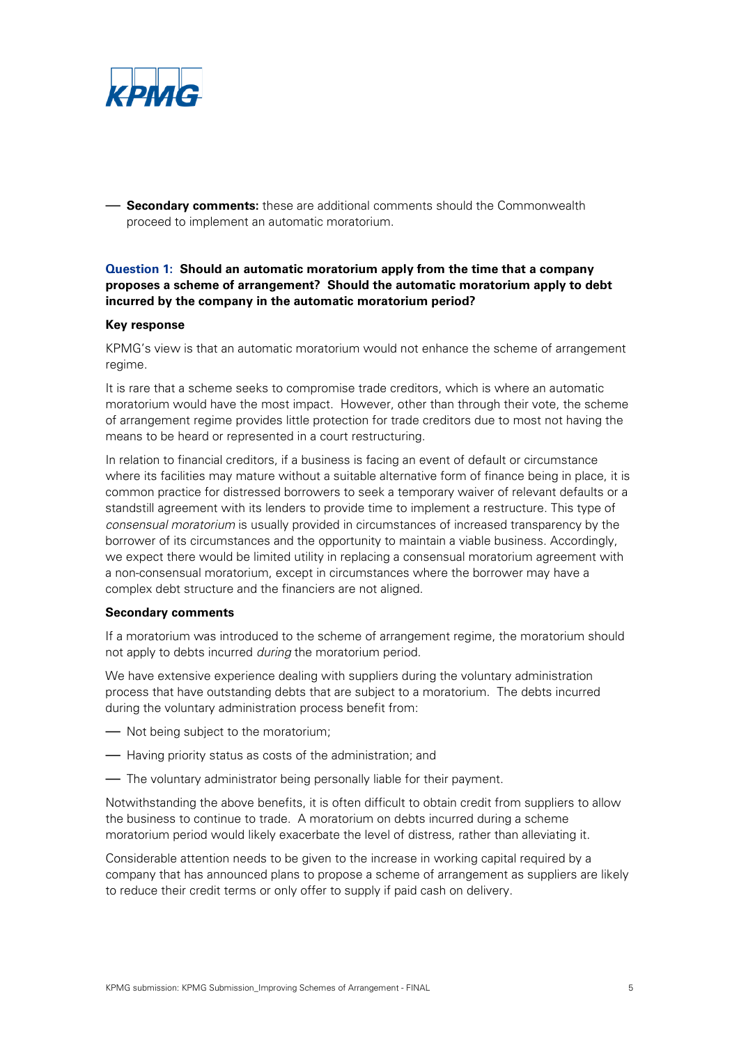- **Secondary comments:** these are additional comments should the Commonwealth proceed to implement an automatic moratorium.

### Question 1: Should an automatic moratorium apply from the time that a company proposes a scheme of arrangement? Should the automatic moratorium apply to debt incurred by the company in the automatic moratorium period?

**Key response**

KPMG's view is that an automatic moratorium would not enhance the scheme of arrangement regime.

It is rare that a scheme seeks to compromise trade creditors, which is where an automatic moratorium would have the most impact. However, other than through their vote, the scheme of arrangement regime provides little protection for trade creditors due to most not having the means to be heard or represented in a court restructuring.

In relation to financial creditors, if a business is facing an event of default or circumstance where its facilities may mature without a suitable alternative form of finance being in place, it is common practice for distressed borrowers to seek a temporary waiver of relevant defaults or a standstill agreement with its lenders to provide time to implement a restructure. This type of *consensual moratorium* is usually provided in circumstances of increased transparency by the borrower of its circumstances and the opportunity to maintain a viable business. Accordingly, we expect there would be limited utility in replacing a consensual moratorium agreement with a non-consensual moratorium, except in circumstances where the borrower may have a complex debt structure and the financiers are not aligned.

**Secondary comments**

If a moratorium was introduced to the scheme of arrangement regime, the moratorium should not apply to debts incurred *during* the moratorium period.

We have extensive experience dealing with suppliers during the voluntary administration process that have outstanding debts that are subject to a moratorium. The debts incurred during the voluntary administration process benefit from:

- Not being subject to the moratorium;
- Having priority status as costs of the administration; and
- The voluntary administrator being personally liable for their payment.

Notwithstanding the above benefits, it is often difficult to obtain credit from suppliers to allow the business to continue to trade. A moratorium on debts incurred during a scheme moratorium period would likely exacerbate the level of distress, rather than alleviating it.

Considerable attention needs to be given to the increase in working capital required by a company that has announced plans to propose a scheme of arrangement as suppliers are likely to reduce their credit terms or only offer to supply if paid cash on delivery.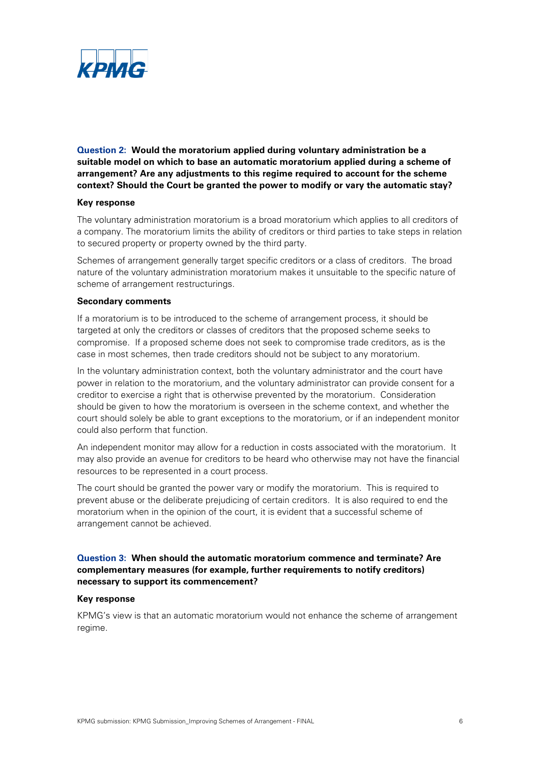**Question 2: Would the moratorium applied during voluntary administration be a suitable model on which to base an automatic moratorium applied during a scheme of arrangement? Are any adjustments to this regime required to account for the scheme context? Should the Court be granted the power to modify or vary the automatic stay?**

**Key response**

The voluntary administration moratorium is a broad moratorium which applies to all creditors of a company. The moratorium limits the ability of creditors or third parties to take steps in relation to secured property or property owned by the third party.

Schemes of arrangement generally target specific creditors or a class of creditors. The broad nature of the voluntary administration moratorium makes it unsuitable to the specific nature of scheme of arrangement restructurings.

**Secondary comments**

If a moratorium is to be introduced to the scheme of arrangement process, it should be targeted at only the creditors or classes of creditors that the proposed scheme seeks to compromise. If a proposed scheme does not seek to compromise trade creditors, as is the case in most schemes, then trade creditors should not be subject to any moratorium.

In the voluntary administration context, both the voluntary administrator and the court have power in relation to the moratorium, and the voluntary administrator can provide consent for a creditor to exercise a right that is otherwise prevented by the moratorium. Consideration should be given to how the moratorium is overseen in the scheme context, and whether the court should solely be able to grant exceptions to the moratorium, or if an independent monitor could also perform that function.

An independent monitor may allow for a reduction in costs associated with the moratorium. It may also provide an avenue for creditors to be heard who otherwise may not have the financial resources to be represented in a court process.

The court should be granted the power vary or modify the moratorium. This is required to prevent abuse or the deliberate prejudicing of certain creditors. It is also required to end the moratorium when in the opinion of the court, it is evident that a successful scheme of arrangement cannot be achieved.

**Question 3: When should the automatic moratorium commence and terminate? Are complementary measures (for example, further requirements to notify creditors) necessary to support its commencement?**

**Key response**

KPMG's view is that an automatic moratorium would not enhance the scheme of arrangement regime.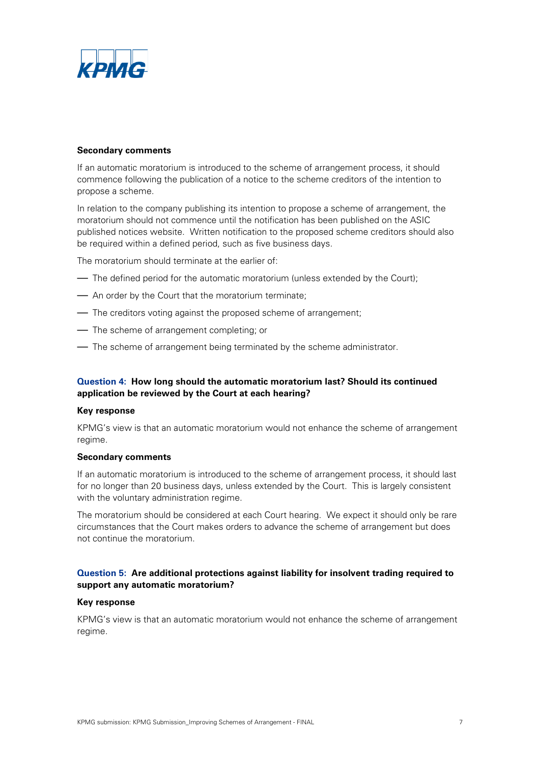**Secondary comments**

If an automatic moratorium is introduced to the scheme of arrangement process, it should commence following the publication of a notice to the scheme creditors of the intention to propose a scheme.

In relation to the company publishing its intention to propose a scheme of arrangement, the moratorium should not commence until the notification has been published on the ASIC published notices website. Written notification to the proposed scheme creditors should also be required within a defined period, such as five business days.

The moratorium should terminate at the earlier of:

- The defined period for the automatic moratorium (unless extended by the Court);
- An order by the Court that the moratorium terminate;
- The creditors voting against the proposed scheme of arrangement;
- The scheme of arrangement completing; or
- The scheme of arrangement being terminated by the scheme administrator.

### Question 4: How long should the automatic moratorium last? Should its continued application be reviewed by the Court at each hearing?

**Key response**

KPMG's view is that an automatic moratorium would not enhance the scheme of arrangement regime.

**Secondary comments**

If an automatic moratorium is introduced to the scheme of arrangement process, it should last for no longer than 20 business days, unless extended by the Court. This is largely consistent with the voluntary administration regime.

The moratorium should be considered at each Court hearing. We expect it should only be rare circumstances that the Court makes orders to advance the scheme of arrangement but does not continue the moratorium.

### Question 5: Are additional protections against liability for insolvent trading required to support any automatic moratorium?

**Key response**

KPMG's view is that an automatic moratorium would not enhance the scheme of arrangement regime.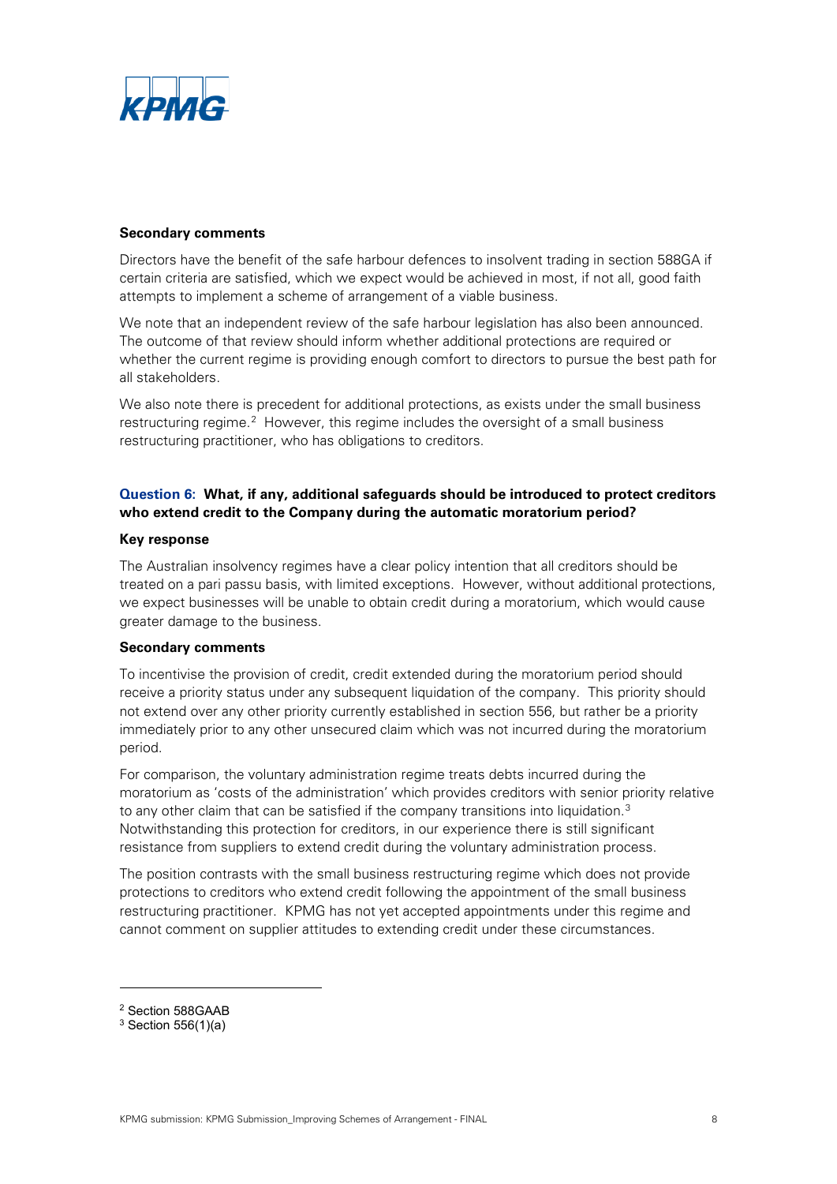**Secondary comments**

Directors have the benefit of the safe harbour defences to insolvent trading in section 588GA if certain criteria are satisfied, which we expect would be achieved in most, if not all, good faith attempts to implement a scheme of arrangement of a viable business.

We note that an independent review of the safe harbour legislation has also been announced. The outcome of that review should inform whether additional protections are required or whether the current regime is providing enough comfort to directors to pursue the best path for all stakeholders.

We also note there is precedent for additional protections, as exists under the small business restructuring regime.[2] However, this regime includes the oversight of a small business restructuring practitioner, who has obligations to creditors.

### Question 6: What, if any, additional safeguards should be introduced to protect creditors who extend credit to the Company during the automatic moratorium period?

**Key response**

The Australian insolvency regimes have a clear policy intention that all creditors should be treated on a pari passu basis, with limited exceptions. However, without additional protections, we expect businesses will be unable to obtain credit during a moratorium, which would cause greater damage to the business.

**Secondary comments**

To incentivise the provision of credit, credit extended during the moratorium period should receive a priority status under any subsequent liquidation of the company. This priority should not extend over any other priority currently established in section 556, but rather be a priority immediately prior to any other unsecured claim which was not incurred during the moratorium period.

For comparison, the voluntary administration regime treats debts incurred during the moratorium as 'costs of the administration' which provides creditors with senior priority relative to any other claim that can be satisfied if the company transitions into liquidation.[3] Notwithstanding this protection for creditors, in our experience there is still significant resistance from suppliers to extend credit during the voluntary administration process.

The position contrasts with the small business restructuring regime which does not provide protections to creditors who extend credit following the appointment of the small business restructuring practitioner. KPMG has not yet accepted appointments under this regime and cannot comment on supplier attitudes to extending credit under these circumstances.

---

[2] Section 588GAAB

[3] Section 556(1)(a)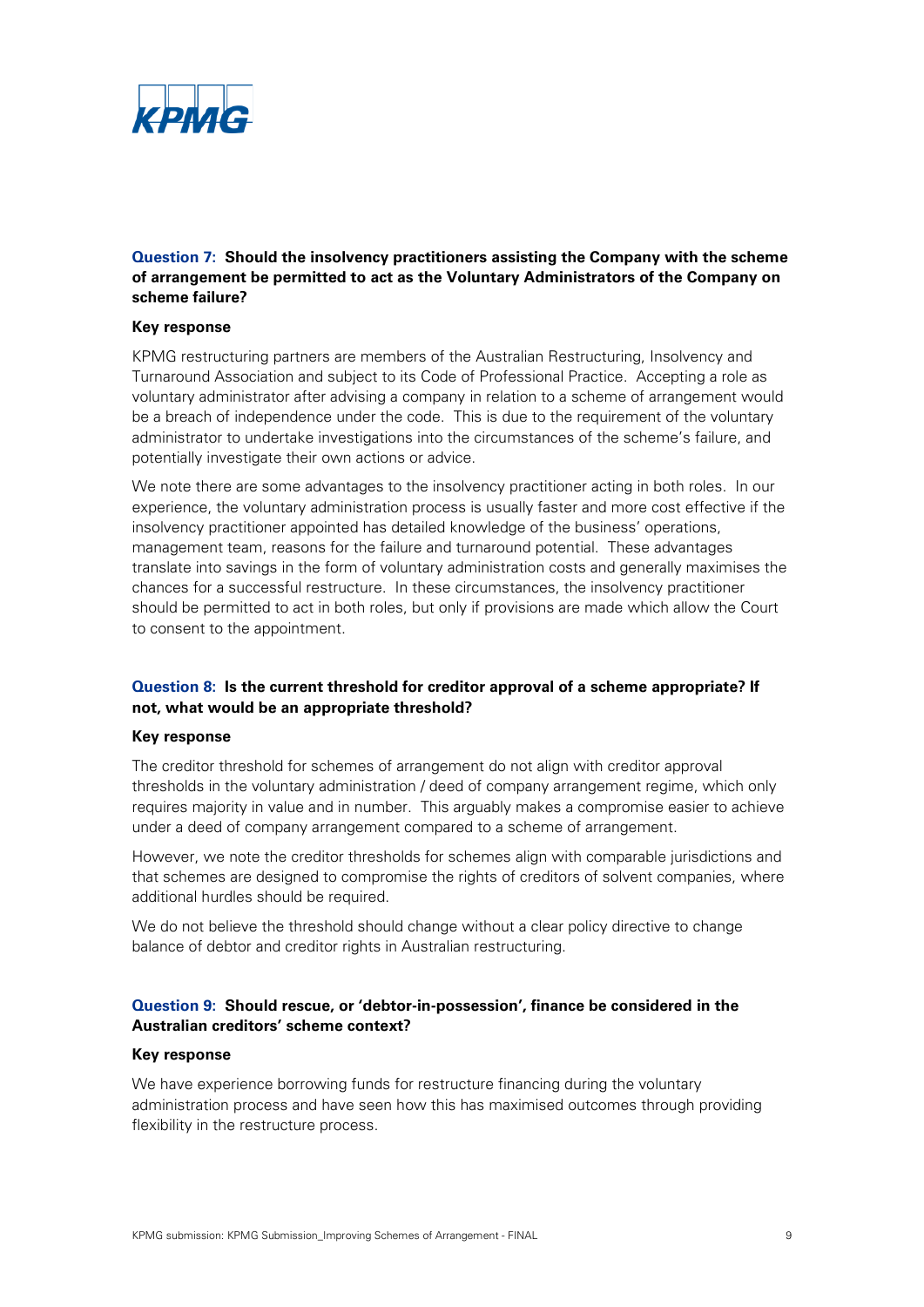**Question 7: Should the insolvency practitioners assisting the Company with the scheme of arrangement be permitted to act as the Voluntary Administrators of the Company on scheme failure?**

**Key response**

KPMG restructuring partners are members of the Australian Restructuring, Insolvency and Turnaround Association and subject to its Code of Professional Practice. Accepting a role as voluntary administrator after advising a company in relation to a scheme of arrangement would be a breach of independence under the code. This is due to the requirement of the voluntary administrator to undertake investigations into the circumstances of the scheme's failure, and potentially investigate their own actions or advice.

We note there are some advantages to the insolvency practitioner acting in both roles. In our experience, the voluntary administration process is usually faster and more cost effective if the insolvency practitioner appointed has detailed knowledge of the business' operations, management team, reasons for the failure and turnaround potential. These advantages translate into savings in the form of voluntary administration costs and generally maximises the chances for a successful restructure. In these circumstances, the insolvency practitioner should be permitted to act in both roles, but only if provisions are made which allow the Court to consent to the appointment.

**Question 8: Is the current threshold for creditor approval of a scheme appropriate? If not, what would be an appropriate threshold?**

**Key response**

The creditor threshold for schemes of arrangement do not align with creditor approval thresholds in the voluntary administration / deed of company arrangement regime, which only requires majority in value and in number. This arguably makes a compromise easier to achieve under a deed of company arrangement compared to a scheme of arrangement.

However, we note the creditor thresholds for schemes align with comparable jurisdictions and that schemes are designed to compromise the rights of creditors of solvent companies, where additional hurdles should be required.

We do not believe the threshold should change without a clear policy directive to change balance of debtor and creditor rights in Australian restructuring.

**Question 9: Should rescue, or 'debtor-in-possession', finance be considered in the Australian creditors' scheme context?**

**Key response**

We have experience borrowing funds for restructure financing during the voluntary administration process and have seen how this has maximised outcomes through providing flexibility in the restructure process.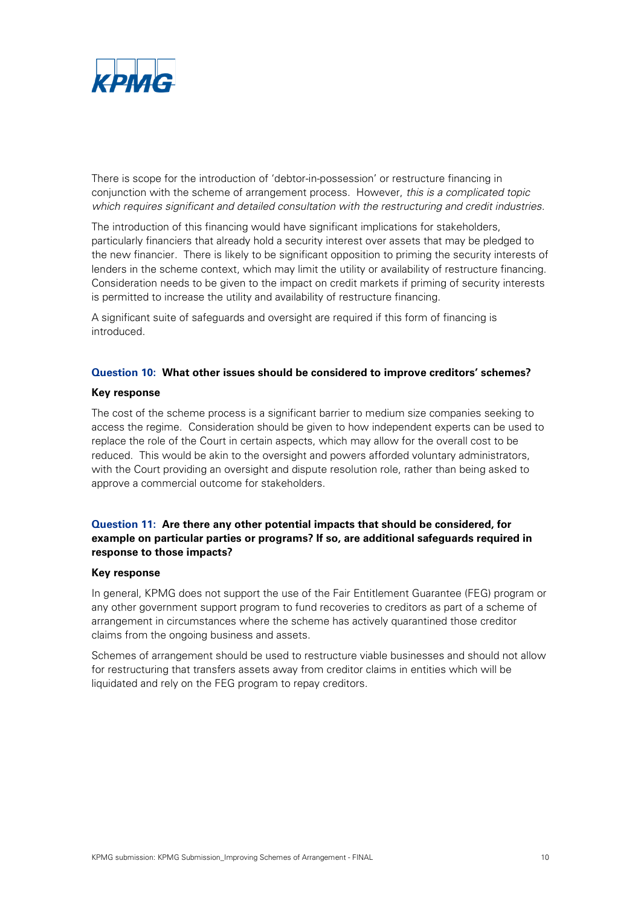There is scope for the introduction of 'debtor-in-possession' or restructure financing in conjunction with the scheme of arrangement process. However, *this is a complicated topic which requires significant and detailed consultation with the restructuring and credit industries*.

The introduction of this financing would have significant implications for stakeholders, particularly financiers that already hold a security interest over assets that may be pledged to the new financier. There is likely to be significant opposition to priming the security interests of lenders in the scheme context, which may limit the utility or availability of restructure financing. Consideration needs to be given to the impact on credit markets if priming of security interests is permitted to increase the utility and availability of restructure financing.

A significant suite of safeguards and oversight are required if this form of financing is introduced.

### Question 10: What other issues should be considered to improve creditors' schemes?

**Key response**

The cost of the scheme process is a significant barrier to medium size companies seeking to access the regime. Consideration should be given to how independent experts can be used to replace the role of the Court in certain aspects, which may allow for the overall cost to be reduced. This would be akin to the oversight and powers afforded voluntary administrators, with the Court providing an oversight and dispute resolution role, rather than being asked to approve a commercial outcome for stakeholders.

### Question 11: Are there any other potential impacts that should be considered, for example on particular parties or programs? If so, are additional safeguards required in response to those impacts?

**Key response**

In general, KPMG does not support the use of the Fair Entitlement Guarantee (FEG) program or any other government support program to fund recoveries to creditors as part of a scheme of arrangement in circumstances where the scheme has actively quarantined those creditor claims from the ongoing business and assets.

Schemes of arrangement should be used to restructure viable businesses and should not allow for restructuring that transfers assets away from creditor claims in entities which will be liquidated and rely on the FEG program to repay creditors.